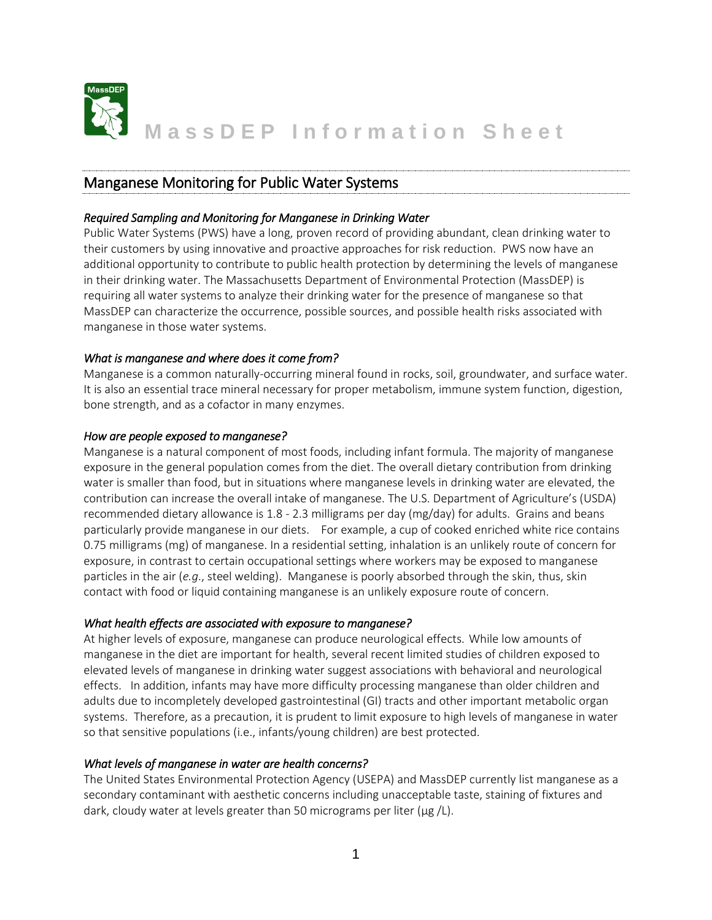MassDEP Information Sheet

## Manganese Monitoring for Public Water Systems

### *Required Sampling and Monitoring for Manganese in Drinking Water*

Public Water Systems (PWS) have a long, proven record of providing abundant, clean drinking water to their customers by using innovative and proactive approaches for risk reduction. PWS now have an additional opportunity to contribute to public health protection by determining the levels of manganese in their drinking water. The Massachusetts Department of Environmental Protection (MassDEP) is requiring all water systems to analyze their drinking water for the presence of manganese so that MassDEP can characterize the occurrence, possible sources, and possible health risks associated with manganese in those water systems.

### *What is manganese and where does it come from?*

Manganese is a common naturally-occurring mineral found in rocks, soil, groundwater, and surface water. It is also an essential trace mineral necessary for proper metabolism, immune system function, digestion, bone strength, and as a cofactor in many enzymes.

### *How are people exposed to manganese?*

Manganese is a natural component of most foods, including infant formula. The majority of manganese exposure in the general population comes from the diet. The overall dietary contribution from drinking water is smaller than food, but in situations where manganese levels in drinking water are elevated, the contribution can increase the overall intake of manganese. The U.S. Department of Agriculture's (USDA) recommended dietary allowance is 1.8 - 2.3 milligrams per day (mg/day) for adults. Grains and beans particularly provide manganese in our diets. For example, a cup of cooked enriched white rice contains 0.75 milligrams (mg) of manganese. In a residential setting, inhalation is an unlikely route of concern for exposure, in contrast to certain occupational settings where workers may be exposed to manganese particles in the air (*e.g.*, steel welding). Manganese is poorly absorbed through the skin, thus, skin contact with food or liquid containing manganese is an unlikely exposure route of concern.

### *What health effects are associated with exposure to manganese?*

At higher levels of exposure, manganese can produce neurological effects. While low amounts of manganese in the diet are important for health, several recent limited studies of children exposed to elevated levels of manganese in drinking water suggest associations with behavioral and neurological effects. In addition, infants may have more difficulty processing manganese than older children and adults due to incompletely developed gastrointestinal (GI) tracts and other important metabolic organ systems. Therefore, as a precaution, it is prudent to limit exposure to high levels of manganese in water so that sensitive populations (i.e., infants/young children) are best protected.

### *What levels of manganese in water are health concerns?*

The United States Environmental Protection Agency (USEPA) and MassDEP currently list manganese as a secondary contaminant with aesthetic concerns including unacceptable taste, staining of fixtures and dark, cloudy water at levels greater than 50 micrograms per liter (µg /L).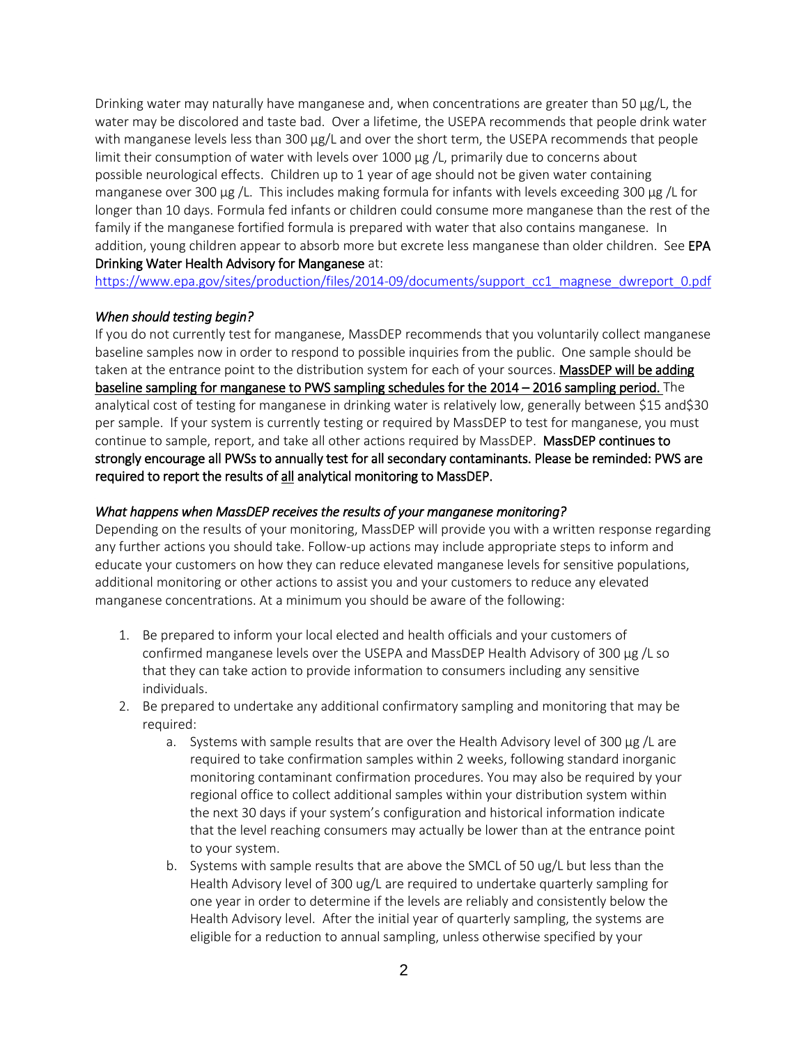Drinking water may naturally have manganese and, when concentrations are greater than 50 µg/L, the water may be discolored and taste bad. Over a lifetime, the USEPA recommends that people drink water with manganese levels less than 300 µg/L and over the short term, the USEPA recommends that people limit their consumption of water with levels over 1000 µg /L, primarily due to concerns about possible neurological effects. Children up to 1 year of age should not be given water containing manganese over 300 µg /L. This includes making formula for infants with levels exceeding 300 µg /L for longer than 10 days. Formula fed infants or children could consume more manganese than the rest of the family if the manganese fortified formula is prepared with water that also contains manganese. In addition, young children appear to absorb more but excrete less manganese than older children. See **EPA Drinking Water Health Advisory for Manganese** at:
https://www.epa.gov/sites/production/files/2014-09/documents/support_cc1_magnese_dwreport_0.pdf

*When should testing begin?*

If you do not currently test for manganese, MassDEP recommends that you voluntarily collect manganese baseline samples now in order to respond to possible inquiries from the public. One sample should be taken at the entrance point to the distribution system for each of your sources. **MassDEP will be adding baseline sampling for manganese to PWS sampling schedules for the 2014 – 2016 sampling period.** The analytical cost of testing for manganese in drinking water is relatively low, generally between $15 and$30 per sample. If your system is currently testing or required by MassDEP to test for manganese, you must continue to sample, report, and take all other actions required by MassDEP. **MassDEP continues to strongly encourage all PWSs to annually test for all secondary contaminants. Please be reminded: PWS are required to report the results of all analytical monitoring to MassDEP.**

*What happens when MassDEP receives the results of your manganese monitoring?*

Depending on the results of your monitoring, MassDEP will provide you with a written response regarding any further actions you should take. Follow-up actions may include appropriate steps to inform and educate your customers on how they can reduce elevated manganese levels for sensitive populations, additional monitoring or other actions to assist you and your customers to reduce any elevated manganese concentrations. At a minimum you should be aware of the following:

1. Be prepared to inform your local elected and health officials and your customers of confirmed manganese levels over the USEPA and MassDEP Health Advisory of 300 µg /L so that they can take action to provide information to consumers including any sensitive individuals.
2. Be prepared to undertake any additional confirmatory sampling and monitoring that may be required:
    a. Systems with sample results that are over the Health Advisory level of 300 µg /L are required to take confirmation samples within 2 weeks, following standard inorganic monitoring contaminant confirmation procedures. You may also be required by your regional office to collect additional samples within your distribution system within the next 30 days if your system's configuration and historical information indicate that the level reaching consumers may actually be lower than at the entrance point to your system.
    b. Systems with sample results that are above the SMCL of 50 ug/L but less than the Health Advisory level of 300 ug/L are required to undertake quarterly sampling for one year in order to determine if the levels are reliably and consistently below the Health Advisory level. After the initial year of quarterly sampling, the systems are eligible for a reduction to annual sampling, unless otherwise specified by your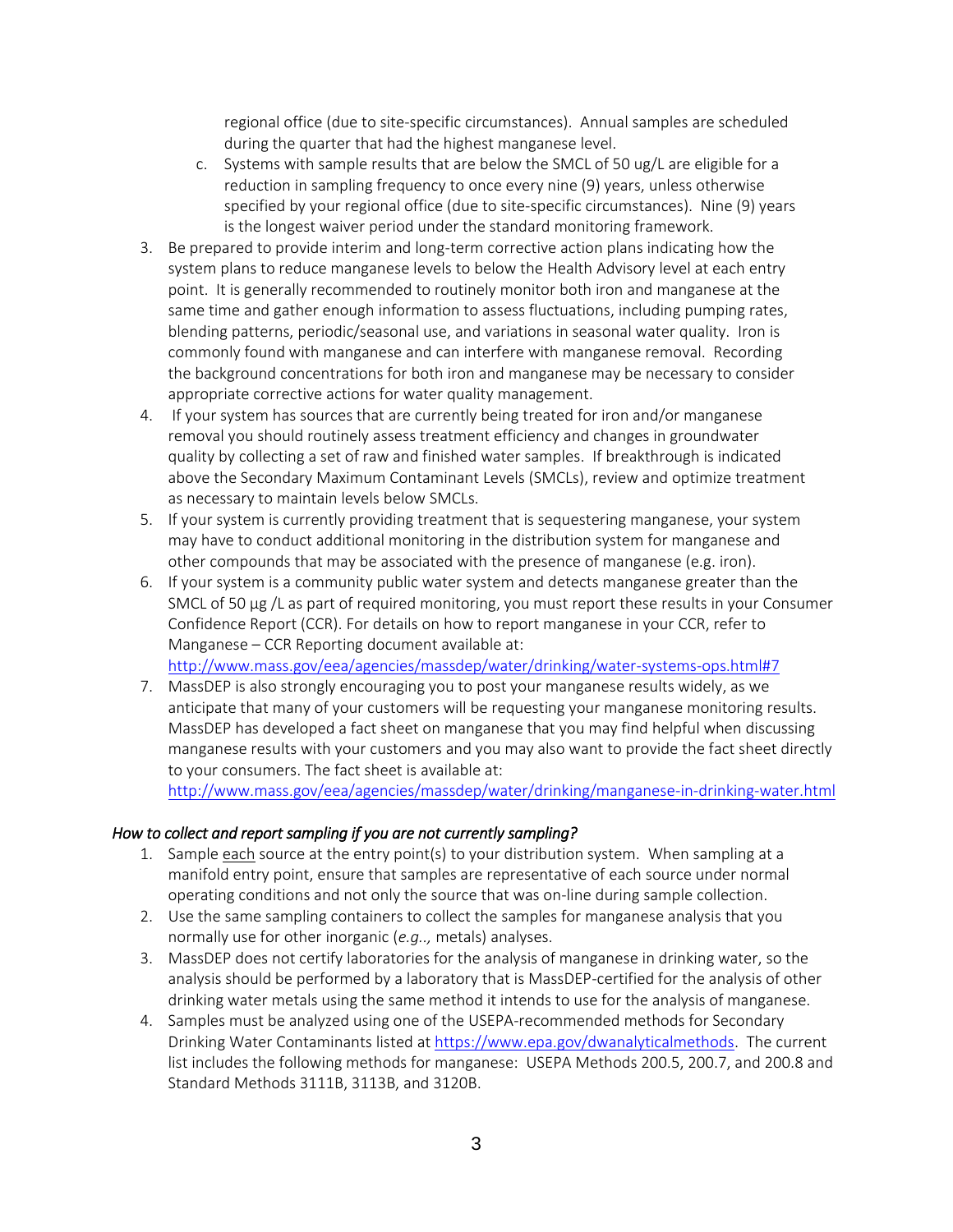regional office (due to site-specific circumstances). Annual samples are scheduled during the quarter that had the highest manganese level.

   c. Systems with sample results that are below the SMCL of 50 ug/L are eligible for a reduction in sampling frequency to once every nine (9) years, unless otherwise specified by your regional office (due to site-specific circumstances). Nine (9) years is the longest waiver period under the standard monitoring framework.

3. Be prepared to provide interim and long-term corrective action plans indicating how the system plans to reduce manganese levels to below the Health Advisory level at each entry point. It is generally recommended to routinely monitor both iron and manganese at the same time and gather enough information to assess fluctuations, including pumping rates, blending patterns, periodic/seasonal use, and variations in seasonal water quality. Iron is commonly found with manganese and can interfere with manganese removal. Recording the background concentrations for both iron and manganese may be necessary to consider appropriate corrective actions for water quality management.
4. If your system has sources that are currently being treated for iron and/or manganese removal you should routinely assess treatment efficiency and changes in groundwater quality by collecting a set of raw and finished water samples. If breakthrough is indicated above the Secondary Maximum Contaminant Levels (SMCLs), review and optimize treatment as necessary to maintain levels below SMCLs.
5. If your system is currently providing treatment that is sequestering manganese, your system may have to conduct additional monitoring in the distribution system for manganese and other compounds that may be associated with the presence of manganese (e.g. iron).
6. If your system is a community public water system and detects manganese greater than the SMCL of 50 µg /L as part of required monitoring, you must report these results in your Consumer Confidence Report (CCR). For details on how to report manganese in your CCR, refer to Manganese – CCR Reporting document available at: http://www.mass.gov/eea/agencies/massdep/water/drinking/water-systems-ops.html#7
7. MassDEP is also strongly encouraging you to post your manganese results widely, as we anticipate that many of your customers will be requesting your manganese monitoring results. MassDEP has developed a fact sheet on manganese that you may find helpful when discussing manganese results with your customers and you may also want to provide the fact sheet directly to your consumers. The fact sheet is available at: http://www.mass.gov/eea/agencies/massdep/water/drinking/manganese-in-drinking-water.html

*How to collect and report sampling if you are not currently sampling?*

1. Sample each source at the entry point(s) to your distribution system. When sampling at a manifold entry point, ensure that samples are representative of each source under normal operating conditions and not only the source that was on-line during sample collection.
2. Use the same sampling containers to collect the samples for manganese analysis that you normally use for other inorganic (*e.g.,*, metals) analyses.
3. MassDEP does not certify laboratories for the analysis of manganese in drinking water, so the analysis should be performed by a laboratory that is MassDEP-certified for the analysis of other drinking water metals using the same method it intends to use for the analysis of manganese.
4. Samples must be analyzed using one of the USEPA-recommended methods for Secondary Drinking Water Contaminants listed at https://www.epa.gov/dwanalyticalmethods. The current list includes the following methods for manganese: USEPA Methods 200.5, 200.7, and 200.8 and Standard Methods 3111B, 3113B, and 3120B.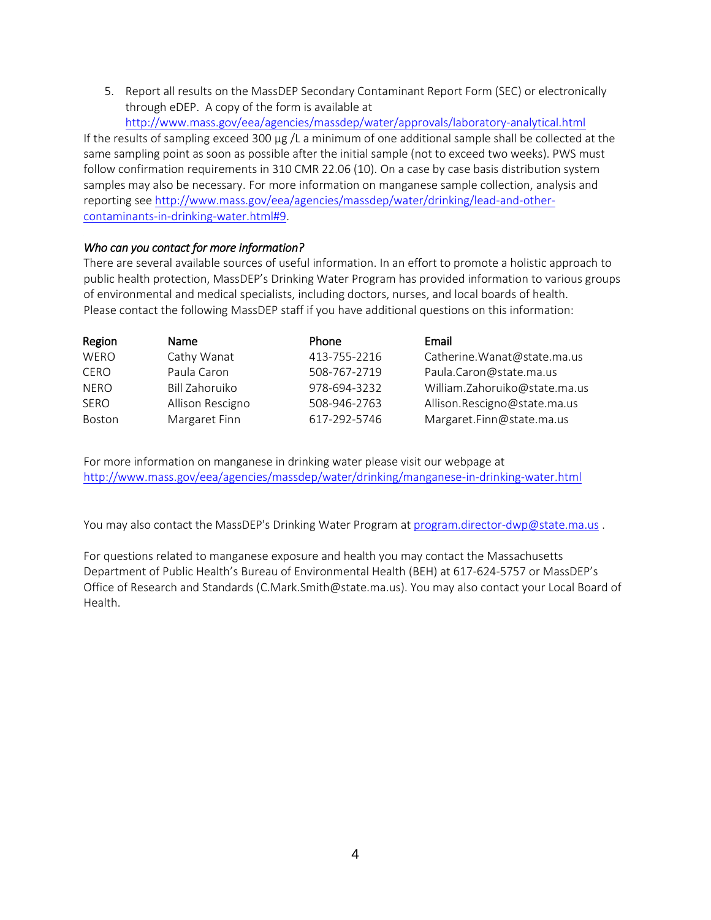5. Report all results on the MassDEP Secondary Contaminant Report Form (SEC) or electronically through eDEP. A copy of the form is available at http://www.mass.gov/eea/agencies/massdep/water/approvals/laboratory-analytical.html

If the results of sampling exceed 300 µg /L a minimum of one additional sample shall be collected at the same sampling point as soon as possible after the initial sample (not to exceed two weeks). PWS must follow confirmation requirements in 310 CMR 22.06 (10). On a case by case basis distribution system samples may also be necessary. For more information on manganese sample collection, analysis and reporting see http://www.mass.gov/eea/agencies/massdep/water/drinking/lead-and-other-contaminants-in-drinking-water.html#9.

*Who can you contact for more information?*

There are several available sources of useful information. In an effort to promote a holistic approach to public health protection, MassDEP's Drinking Water Program has provided information to various groups of environmental and medical specialists, including doctors, nurses, and local boards of health. Please contact the following MassDEP staff if you have additional questions on this information:

| Region | Name | Phone | Email |
|---|---|---|---|
| WERO | Cathy Wanat | 413-755-2216 | Catherine.Wanat@state.ma.us |
| CERO | Paula Caron | 508-767-2719 | Paula.Caron@state.ma.us |
| NERO | Bill Zahoruiko | 978-694-3232 | William.Zahoruiko@state.ma.us |
| SERO | Allison Rescigno | 508-946-2763 | Allison.Rescigno@state.ma.us |
| Boston | Margaret Finn | 617-292-5746 | Margaret.Finn@state.ma.us |

For more information on manganese in drinking water please visit our webpage at http://www.mass.gov/eea/agencies/massdep/water/drinking/manganese-in-drinking-water.html

You may also contact the MassDEP's Drinking Water Program at program.director-dwp@state.ma.us .

For questions related to manganese exposure and health you may contact the Massachusetts Department of Public Health's Bureau of Environmental Health (BEH) at 617-624-5757 or MassDEP's Office of Research and Standards (C.Mark.Smith@state.ma.us). You may also contact your Local Board of Health.